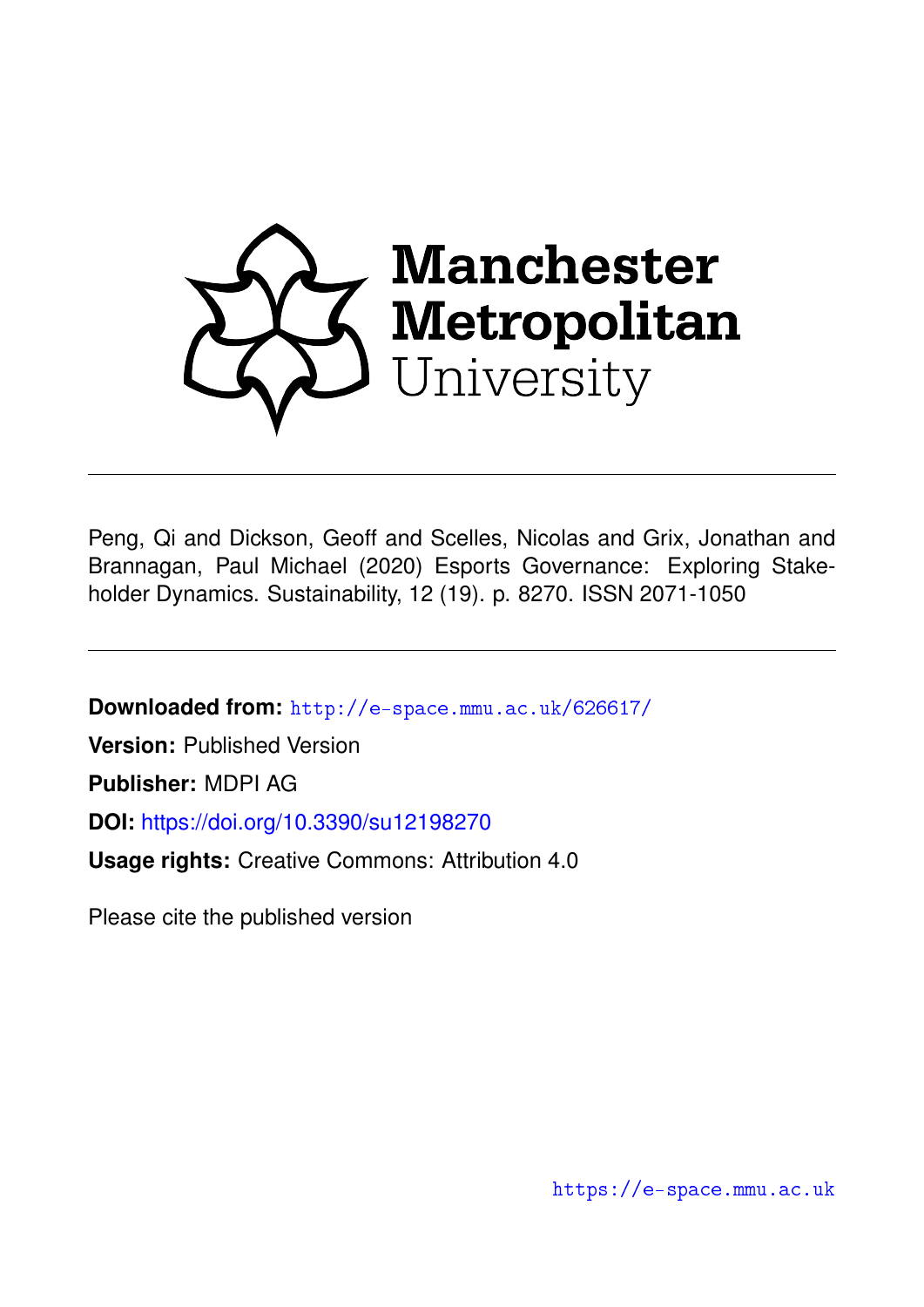Manchester Metropolitan University

Peng, Qi and Dickson, Geoff and Scelles, Nicolas and Grix, Jonathan and Brannagan, Paul Michael (2020) Esports Governance: Exploring Stakeholder Dynamics. Sustainability, 12 (19). p. 8270. ISSN 2071-1050

---

**Downloaded from:** http://e-space.mmu.ac.uk/626617/

**Version:** Published Version

**Publisher:** MDPI AG

**DOI:** https://doi.org/10.3390/su12198270

**Usage rights:** Creative Commons: Attribution 4.0

Please cite the published version

https://e-space.mmu.ac.uk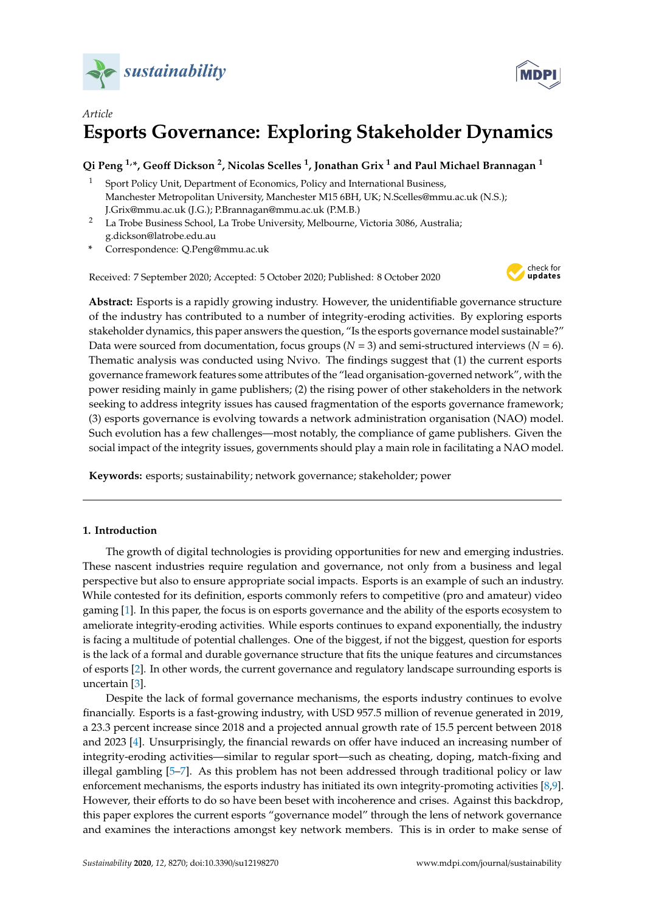# Esports Governance: Exploring Stakeholder Dynamics

**Qi Peng [1,*], Geoff Dickson [2], Nicolas Scelles [1], Jonathan Grix [1] and Paul Michael Brannagan [1]**

1. Sport Policy Unit, Department of Economics, Policy and International Business, Manchester Metropolitan University, Manchester M15 6BH, UK; N.Scelles@mmu.ac.uk (N.S.); J.Grix@mmu.ac.uk (J.G.); P.Brannagan@mmu.ac.uk (P.M.B.)
2. La Trobe Business School, La Trobe University, Melbourne, Victoria 3086, Australia; g.dickson@latrobe.edu.au

\* Correspondence: Q.Peng@mmu.ac.uk

Received: 7 September 2020; Accepted: 5 October 2020; Published: 8 October 2020

**Abstract:** Esports is a rapidly growing industry. However, the unidentifiable governance structure of the industry has contributed to a number of integrity-eroding activities. By exploring esports stakeholder dynamics, this paper answers the question, "Is the esports governance model sustainable?" Data were sourced from documentation, focus groups (*N* = 3) and semi-structured interviews (*N* = 6). Thematic analysis was conducted using Nvivo. The findings suggest that (1) the current esports governance framework features some attributes of the "lead organisation-governed network", with the power residing mainly in game publishers; (2) the rising power of other stakeholders in the network seeking to address integrity issues has caused fragmentation of the esports governance framework; (3) esports governance is evolving towards a network administration organisation (NAO) model. Such evolution has a few challenges—most notably, the compliance of game publishers. Given the social impact of the integrity issues, governments should play a main role in facilitating a NAO model.

**Keywords:** esports; sustainability; network governance; stakeholder; power

## 1. Introduction

The growth of digital technologies is providing opportunities for new and emerging industries. These nascent industries require regulation and governance, not only from a business and legal perspective but also to ensure appropriate social impacts. Esports is an example of such an industry. While contested for its definition, esports commonly refers to competitive (pro and amateur) video gaming [1]. In this paper, the focus is on esports governance and the ability of the esports ecosystem to ameliorate integrity-eroding activities. While esports continues to expand exponentially, the industry is facing a multitude of potential challenges. One of the biggest, if not the biggest, question for esports is the lack of a formal and durable governance structure that fits the unique features and circumstances of esports [2]. In other words, the current governance and regulatory landscape surrounding esports is uncertain [3].

Despite the lack of formal governance mechanisms, the esports industry continues to evolve financially. Esports is a fast-growing industry, with USD 957.5 million of revenue generated in 2019, a 23.3 percent increase since 2018 and a projected annual growth rate of 15.5 percent between 2018 and 2023 [4]. Unsurprisingly, the financial rewards on offer have induced an increasing number of integrity-eroding activities—similar to regular sport—such as cheating, doping, match-fixing and illegal gambling [5–7]. As this problem has not been addressed through traditional policy or law enforcement mechanisms, the esports industry has initiated its own integrity-promoting activities [8,9]. However, their efforts to do so have been beset with incoherence and crises. Against this backdrop, this paper explores the current esports "governance model" through the lens of network governance and examines the interactions amongst key network members. This is in order to make sense of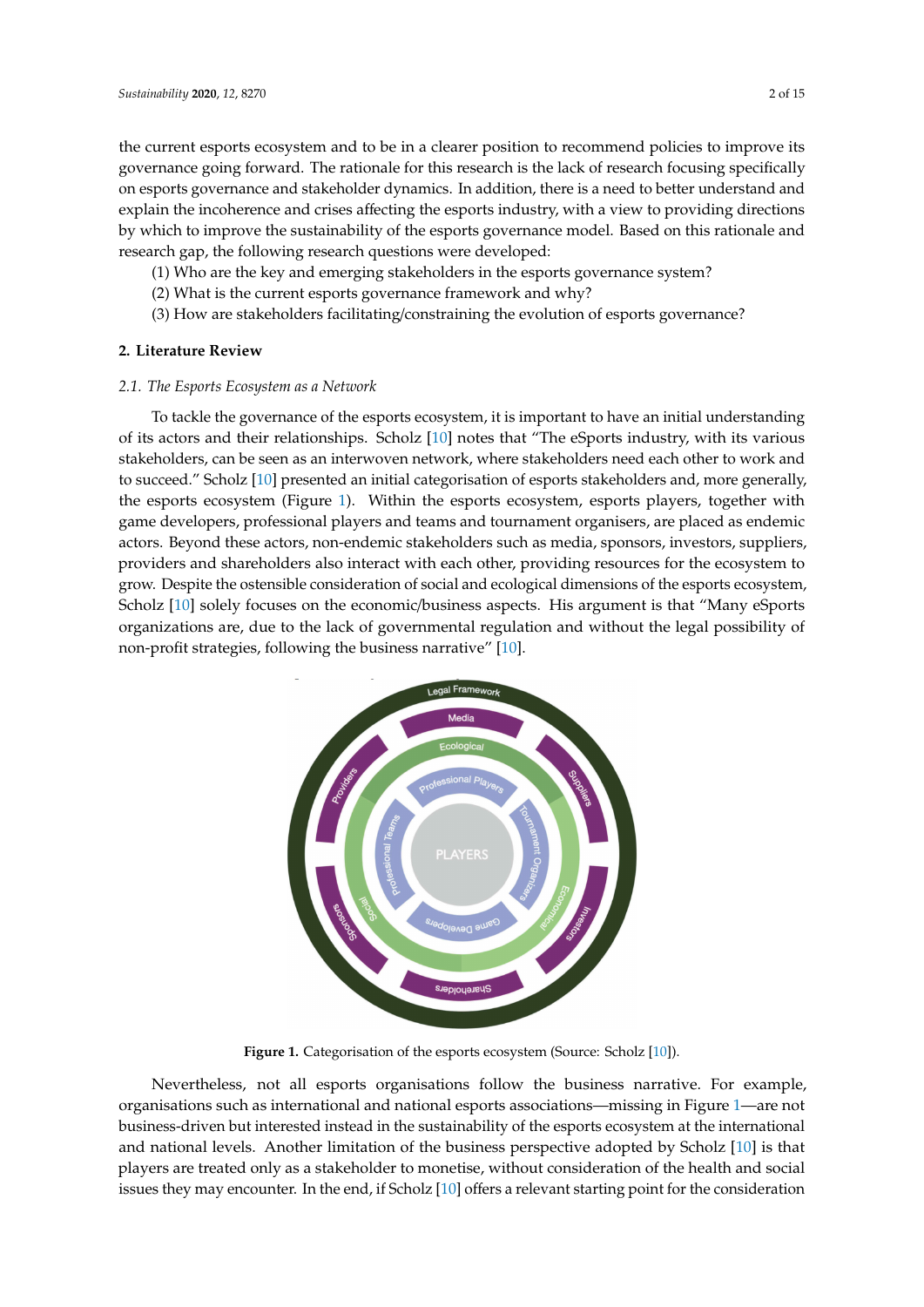the current esports ecosystem and to be in a clearer position to recommend policies to improve its governance going forward. The rationale for this research is the lack of research focusing specifically on esports governance and stakeholder dynamics. In addition, there is a need to better understand and explain the incoherence and crises affecting the esports industry, with a view to providing directions by which to improve the sustainability of the esports governance model. Based on this rationale and research gap, the following research questions were developed:

(1) Who are the key and emerging stakeholders in the esports governance system?

(2) What is the current esports governance framework and why?

(3) How are stakeholders facilitating/constraining the evolution of esports governance?

## 2. Literature Review

### 2.1. The Esports Ecosystem as a Network

To tackle the governance of the esports ecosystem, it is important to have an initial understanding of its actors and their relationships. Scholz [10] notes that "The eSports industry, with its various stakeholders, can be seen as an interwoven network, where stakeholders need each other to work and to succeed." Scholz [10] presented an initial categorisation of esports stakeholders and, more generally, the esports ecosystem (Figure 1). Within the esports ecosystem, esports players, together with game developers, professional players and teams and tournament organisers, are placed as endemic actors. Beyond these actors, non-endemic stakeholders such as media, sponsors, investors, suppliers, providers and shareholders also interact with each other, providing resources for the ecosystem to grow. Despite the ostensible consideration of social and ecological dimensions of the esports ecosystem, Scholz [10] solely focuses on the economic/business aspects. His argument is that "Many eSports organizations are, due to the lack of governmental regulation and without the legal possibility of non-profit strategies, following the business narrative" [10].

**Figure 1.** Categorisation of the esports ecosystem (Source: Scholz [10]).

Nevertheless, not all esports organisations follow the business narrative. For example, organisations such as international and national esports associations—missing in Figure 1—are not business-driven but interested instead in the sustainability of the esports ecosystem at the international and national levels. Another limitation of the business perspective adopted by Scholz [10] is that players are treated only as a stakeholder to monetise, without consideration of the health and social issues they may encounter. In the end, if Scholz [10] offers a relevant starting point for the consideration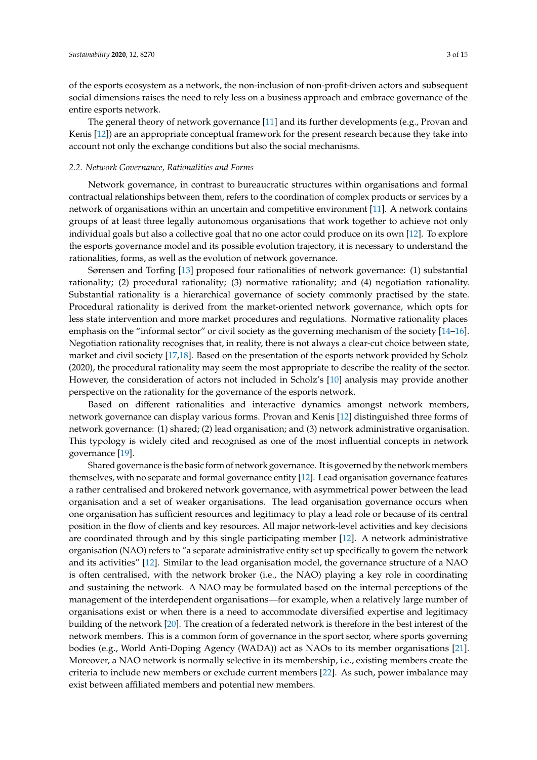of the esports ecosystem as a network, the non-inclusion of non-profit-driven actors and subsequent social dimensions raises the need to rely less on a business approach and embrace governance of the entire esports network.

The general theory of network governance [11] and its further developments (e.g., Provan and Kenis [12]) are an appropriate conceptual framework for the present research because they take into account not only the exchange conditions but also the social mechanisms.

### *2.2. Network Governance, Rationalities and Forms*

Network governance, in contrast to bureaucratic structures within organisations and formal contractual relationships between them, refers to the coordination of complex products or services by a network of organisations within an uncertain and competitive environment [11]. A network contains groups of at least three legally autonomous organisations that work together to achieve not only individual goals but also a collective goal that no one actor could produce on its own [12]. To explore the esports governance model and its possible evolution trajectory, it is necessary to understand the rationalities, forms, as well as the evolution of network governance.

Sørensen and Torfing [13] proposed four rationalities of network governance: (1) substantial rationality; (2) procedural rationality; (3) normative rationality; and (4) negotiation rationality. Substantial rationality is a hierarchical governance of society commonly practised by the state. Procedural rationality is derived from the market-oriented network governance, which opts for less state intervention and more market procedures and regulations. Normative rationality places emphasis on the "informal sector" or civil society as the governing mechanism of the society [14–16]. Negotiation rationality recognises that, in reality, there is not always a clear-cut choice between state, market and civil society [17,18]. Based on the presentation of the esports network provided by Scholz (2020), the procedural rationality may seem the most appropriate to describe the reality of the sector. However, the consideration of actors not included in Scholz's [10] analysis may provide another perspective on the rationality for the governance of the esports network.

Based on different rationalities and interactive dynamics amongst network members, network governance can display various forms. Provan and Kenis [12] distinguished three forms of network governance: (1) shared; (2) lead organisation; and (3) network administrative organisation. This typology is widely cited and recognised as one of the most influential concepts in network governance [19].

Shared governance is the basic form of network governance. It is governed by the network members themselves, with no separate and formal governance entity [12]. Lead organisation governance features a rather centralised and brokered network governance, with asymmetrical power between the lead organisation and a set of weaker organisations. The lead organisation governance occurs when one organisation has sufficient resources and legitimacy to play a lead role or because of its central position in the flow of clients and key resources. All major network-level activities and key decisions are coordinated through and by this single participating member [12]. A network administrative organisation (NAO) refers to "a separate administrative entity set up specifically to govern the network and its activities" [12]. Similar to the lead organisation model, the governance structure of a NAO is often centralised, with the network broker (i.e., the NAO) playing a key role in coordinating and sustaining the network. A NAO may be formulated based on the internal perceptions of the management of the interdependent organisations—for example, when a relatively large number of organisations exist or when there is a need to accommodate diversified expertise and legitimacy building of the network [20]. The creation of a federated network is therefore in the best interest of the network members. This is a common form of governance in the sport sector, where sports governing bodies (e.g., World Anti-Doping Agency (WADA)) act as NAOs to its member organisations [21]. Moreover, a NAO network is normally selective in its membership, i.e., existing members create the criteria to include new members or exclude current members [22]. As such, power imbalance may exist between affiliated members and potential new members.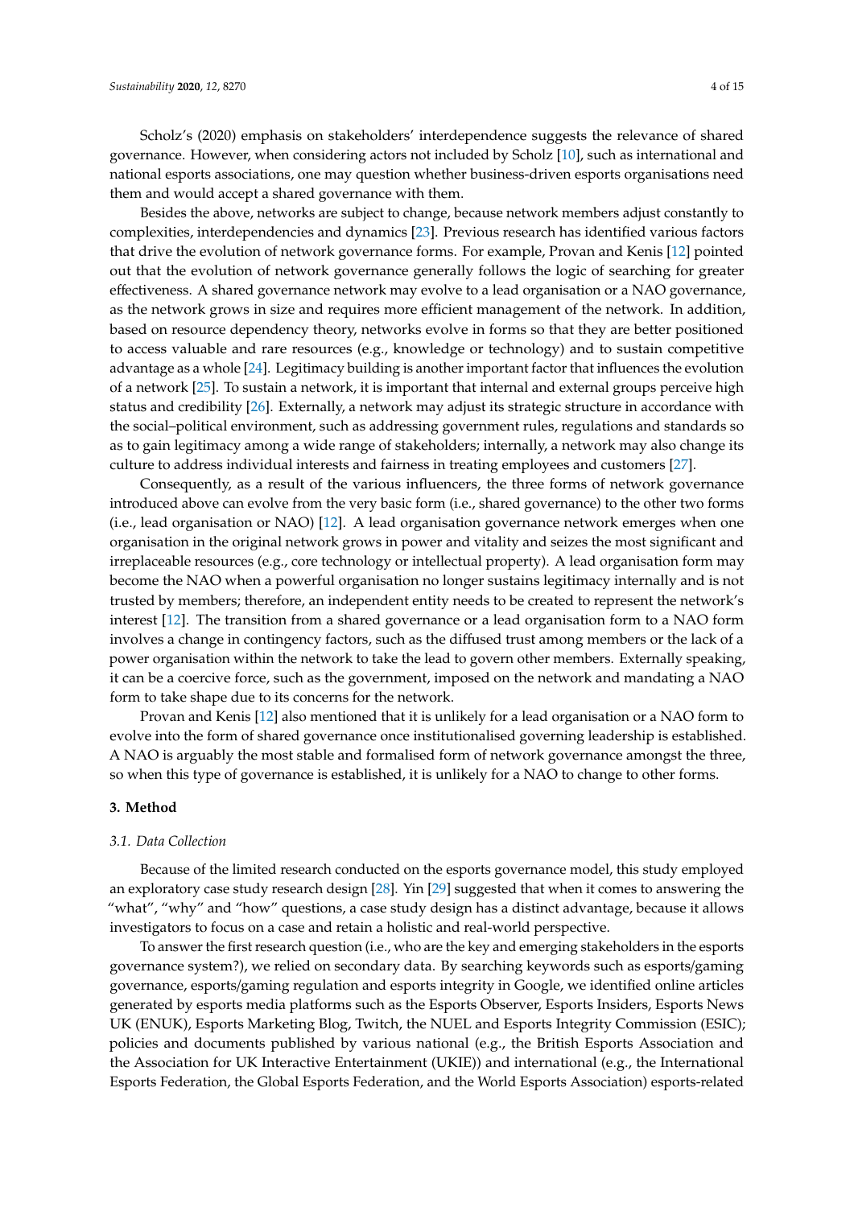Scholz's (2020) emphasis on stakeholders' interdependence suggests the relevance of shared governance. However, when considering actors not included by Scholz [10], such as international and national esports associations, one may question whether business-driven esports organisations need them and would accept a shared governance with them.

Besides the above, networks are subject to change, because network members adjust constantly to complexities, interdependencies and dynamics [23]. Previous research has identified various factors that drive the evolution of network governance forms. For example, Provan and Kenis [12] pointed out that the evolution of network governance generally follows the logic of searching for greater effectiveness. A shared governance network may evolve to a lead organisation or a NAO governance, as the network grows in size and requires more efficient management of the network. In addition, based on resource dependency theory, networks evolve in forms so that they are better positioned to access valuable and rare resources (e.g., knowledge or technology) and to sustain competitive advantage as a whole [24]. Legitimacy building is another important factor that influences the evolution of a network [25]. To sustain a network, it is important that internal and external groups perceive high status and credibility [26]. Externally, a network may adjust its strategic structure in accordance with the social–political environment, such as addressing government rules, regulations and standards so as to gain legitimacy among a wide range of stakeholders; internally, a network may also change its culture to address individual interests and fairness in treating employees and customers [27].

Consequently, as a result of the various influencers, the three forms of network governance introduced above can evolve from the very basic form (i.e., shared governance) to the other two forms (i.e., lead organisation or NAO) [12]. A lead organisation governance network emerges when one organisation in the original network grows in power and vitality and seizes the most significant and irreplaceable resources (e.g., core technology or intellectual property). A lead organisation form may become the NAO when a powerful organisation no longer sustains legitimacy internally and is not trusted by members; therefore, an independent entity needs to be created to represent the network's interest [12]. The transition from a shared governance or a lead organisation form to a NAO form involves a change in contingency factors, such as the diffused trust among members or the lack of a power organisation within the network to take the lead to govern other members. Externally speaking, it can be a coercive force, such as the government, imposed on the network and mandating a NAO form to take shape due to its concerns for the network.

Provan and Kenis [12] also mentioned that it is unlikely for a lead organisation or a NAO form to evolve into the form of shared governance once institutionalised governing leadership is established. A NAO is arguably the most stable and formalised form of network governance amongst the three, so when this type of governance is established, it is unlikely for a NAO to change to other forms.

## 3. Method

### *3.1. Data Collection*

Because of the limited research conducted on the esports governance model, this study employed an exploratory case study research design [28]. Yin [29] suggested that when it comes to answering the "what", "why" and "how" questions, a case study design has a distinct advantage, because it allows investigators to focus on a case and retain a holistic and real-world perspective.

To answer the first research question (i.e., who are the key and emerging stakeholders in the esports governance system?), we relied on secondary data. By searching keywords such as esports/gaming governance, esports/gaming regulation and esports integrity in Google, we identified online articles generated by esports media platforms such as the Esports Observer, Esports Insiders, Esports News UK (ENUK), Esports Marketing Blog, Twitch, the NUEL and Esports Integrity Commission (ESIC); policies and documents published by various national (e.g., the British Esports Association and the Association for UK Interactive Entertainment (UKIE)) and international (e.g., the International Esports Federation, the Global Esports Federation, and the World Esports Association) esports-related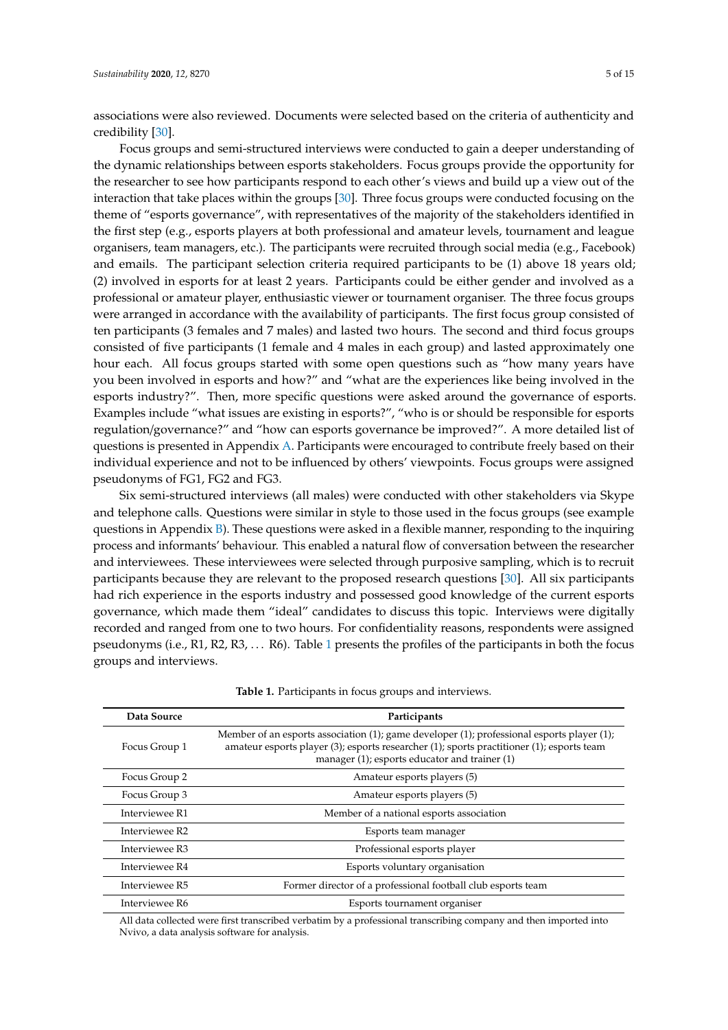associations were also reviewed. Documents were selected based on the criteria of authenticity and credibility [30].

Focus groups and semi-structured interviews were conducted to gain a deeper understanding of the dynamic relationships between esports stakeholders. Focus groups provide the opportunity for the researcher to see how participants respond to each other's views and build up a view out of the interaction that take places within the groups [30]. Three focus groups were conducted focusing on the theme of "esports governance", with representatives of the majority of the stakeholders identified in the first step (e.g., esports players at both professional and amateur levels, tournament and league organisers, team managers, etc.). The participants were recruited through social media (e.g., Facebook) and emails. The participant selection criteria required participants to be (1) above 18 years old; (2) involved in esports for at least 2 years. Participants could be either gender and involved as a professional or amateur player, enthusiastic viewer or tournament organiser. The three focus groups were arranged in accordance with the availability of participants. The first focus group consisted of ten participants (3 females and 7 males) and lasted two hours. The second and third focus groups consisted of five participants (1 female and 4 males in each group) and lasted approximately one hour each. All focus groups started with some open questions such as "how many years have you been involved in esports and how?" and "what are the experiences like being involved in the esports industry?". Then, more specific questions were asked around the governance of esports. Examples include "what issues are existing in esports?", "who is or should be responsible for esports regulation/governance?" and "how can esports governance be improved?". A more detailed list of questions is presented in Appendix A. Participants were encouraged to contribute freely based on their individual experience and not to be influenced by others' viewpoints. Focus groups were assigned pseudonyms of FG1, FG2 and FG3.

Six semi-structured interviews (all males) were conducted with other stakeholders via Skype and telephone calls. Questions were similar in style to those used in the focus groups (see example questions in Appendix B). These questions were asked in a flexible manner, responding to the inquiring process and informants' behaviour. This enabled a natural flow of conversation between the researcher and interviewees. These interviewees were selected through purposive sampling, which is to recruit participants because they are relevant to the proposed research questions [30]. All six participants had rich experience in the esports industry and possessed good knowledge of the current esports governance, which made them "ideal" candidates to discuss this topic. Interviews were digitally recorded and ranged from one to two hours. For confidentiality reasons, respondents were assigned pseudonyms (i.e., R1, R2, R3, ... R6). Table 1 presents the profiles of the participants in both the focus groups and interviews.

**Table 1.** Participants in focus groups and interviews.

| Data Source | Participants |
|---|---|
| Focus Group 1 | Member of an esports association (1); game developer (1); professional esports player (1); amateur esports player (3); esports researcher (1); sports practitioner (1); esports team manager (1); esports educator and trainer (1) |
| Focus Group 2 | Amateur esports players (5) |
| Focus Group 3 | Amateur esports players (5) |
| Interviewee R1 | Member of a national esports association |
| Interviewee R2 | Esports team manager |
| Interviewee R3 | Professional esports player |
| Interviewee R4 | Esports voluntary organisation |
| Interviewee R5 | Former director of a professional football club esports team |
| Interviewee R6 | Esports tournament organiser |

All data collected were first transcribed verbatim by a professional transcribing company and then imported into Nvivo, a data analysis software for analysis.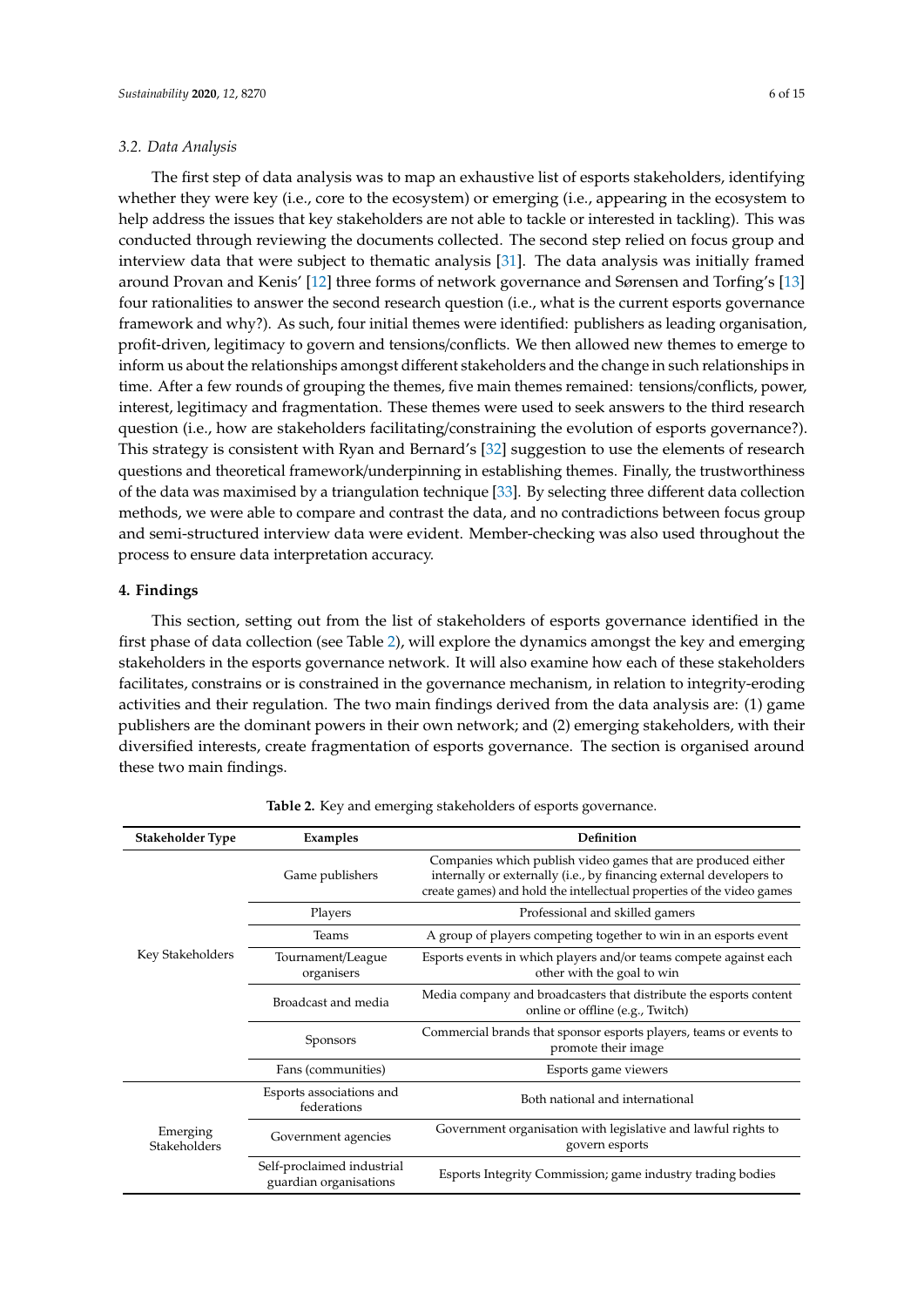### 3.2. Data Analysis

The first step of data analysis was to map an exhaustive list of esports stakeholders, identifying whether they were key (i.e., core to the ecosystem) or emerging (i.e., appearing in the ecosystem to help address the issues that key stakeholders are not able to tackle or interested in tackling). This was conducted through reviewing the documents collected. The second step relied on focus group and interview data that were subject to thematic analysis [31]. The data analysis was initially framed around Provan and Kenis' [12] three forms of network governance and Sørensen and Torfing's [13] four rationalities to answer the second research question (i.e., what is the current esports governance framework and why?). As such, four initial themes were identified: publishers as leading organisation, profit-driven, legitimacy to govern and tensions/conflicts. We then allowed new themes to emerge to inform us about the relationships amongst different stakeholders and the change in such relationships in time. After a few rounds of grouping the themes, five main themes remained: tensions/conflicts, power, interest, legitimacy and fragmentation. These themes were used to seek answers to the third research question (i.e., how are stakeholders facilitating/constraining the evolution of esports governance?). This strategy is consistent with Ryan and Bernard's [32] suggestion to use the elements of research questions and theoretical framework/underpinning in establishing themes. Finally, the trustworthiness of the data was maximised by a triangulation technique [33]. By selecting three different data collection methods, we were able to compare and contrast the data, and no contradictions between focus group and semi-structured interview data were evident. Member-checking was also used throughout the process to ensure data interpretation accuracy.

## 4. Findings

This section, setting out from the list of stakeholders of esports governance identified in the first phase of data collection (see Table 2), will explore the dynamics amongst the key and emerging stakeholders in the esports governance network. It will also examine how each of these stakeholders facilitates, constrains or is constrained in the governance mechanism, in relation to integrity-eroding activities and their regulation. The two main findings derived from the data analysis are: (1) game publishers are the dominant powers in their own network; and (2) emerging stakeholders, with their diversified interests, create fragmentation of esports governance. The section is organised around these two main findings.

**Table 2.** Key and emerging stakeholders of esports governance.

| Stakeholder Type | Examples | Definition |
| --- | --- | --- |
| Key Stakeholders | Game publishers | Companies which publish video games that are produced either internally or externally (i.e., by financing external developers to create games) and hold the intellectual properties of the video games |
| | Players | Professional and skilled gamers |
| | Teams | A group of players competing together to win in an esports event |
| | Tournament/League organisers | Esports events in which players and/or teams compete against each other with the goal to win |
| | Broadcast and media | Media company and broadcasters that distribute the esports content online or offline (e.g., Twitch) |
| | Sponsors | Commercial brands that sponsor esports players, teams or events to promote their image |
| | Fans (communities) | Esports game viewers |
| Emerging Stakeholders | Esports associations and federations | Both national and international |
| | Government agencies | Government organisation with legislative and lawful rights to govern esports |
| | Self-proclaimed industrial guardian organisations | Esports Integrity Commission; game industry trading bodies |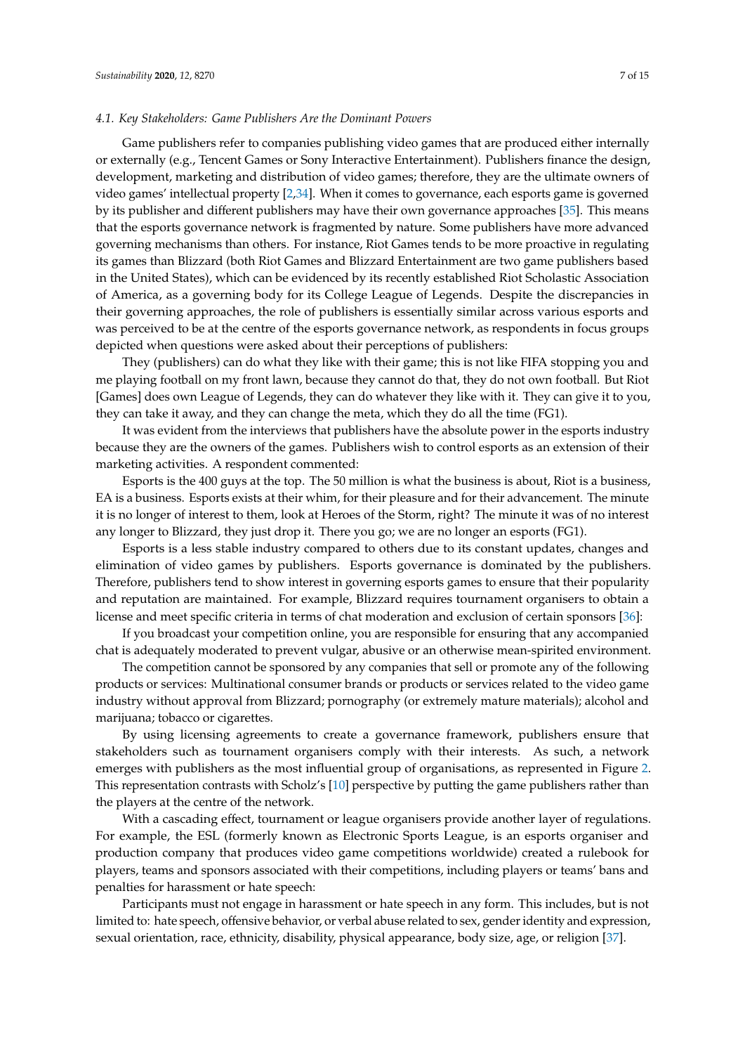### 4.1. Key Stakeholders: Game Publishers Are the Dominant Powers

Game publishers refer to companies publishing video games that are produced either internally or externally (e.g., Tencent Games or Sony Interactive Entertainment). Publishers finance the design, development, marketing and distribution of video games; therefore, they are the ultimate owners of video games' intellectual property [2,34]. When it comes to governance, each esports game is governed by its publisher and different publishers may have their own governance approaches [35]. This means that the esports governance network is fragmented by nature. Some publishers have more advanced governing mechanisms than others. For instance, Riot Games tends to be more proactive in regulating its games than Blizzard (both Riot Games and Blizzard Entertainment are two game publishers based in the United States), which can be evidenced by its recently established Riot Scholastic Association of America, as a governing body for its College League of Legends. Despite the discrepancies in their governing approaches, the role of publishers is essentially similar across various esports and was perceived to be at the centre of the esports governance network, as respondents in focus groups depicted when questions were asked about their perceptions of publishers:

They (publishers) can do what they like with their game; this is not like FIFA stopping you and me playing football on my front lawn, because they cannot do that, they do not own football. But Riot [Games] does own League of Legends, they can do whatever they like with it. They can give it to you, they can take it away, and they can change the meta, which they do all the time (FG1).

It was evident from the interviews that publishers have the absolute power in the esports industry because they are the owners of the games. Publishers wish to control esports as an extension of their marketing activities. A respondent commented:

Esports is the 400 guys at the top. The 50 million is what the business is about, Riot is a business, EA is a business. Esports exists at their whim, for their pleasure and for their advancement. The minute it is no longer of interest to them, look at Heroes of the Storm, right? The minute it was of no interest any longer to Blizzard, they just drop it. There you go; we are no longer an esports (FG1).

Esports is a less stable industry compared to others due to its constant updates, changes and elimination of video games by publishers. Esports governance is dominated by the publishers. Therefore, publishers tend to show interest in governing esports games to ensure that their popularity and reputation are maintained. For example, Blizzard requires tournament organisers to obtain a license and meet specific criteria in terms of chat moderation and exclusion of certain sponsors [36]:

If you broadcast your competition online, you are responsible for ensuring that any accompanied chat is adequately moderated to prevent vulgar, abusive or an otherwise mean-spirited environment.

The competition cannot be sponsored by any companies that sell or promote any of the following products or services: Multinational consumer brands or products or services related to the video game industry without approval from Blizzard; pornography (or extremely mature materials); alcohol and marijuana; tobacco or cigarettes.

By using licensing agreements to create a governance framework, publishers ensure that stakeholders such as tournament organisers comply with their interests. As such, a network emerges with publishers as the most influential group of organisations, as represented in Figure 2. This representation contrasts with Scholz's [10] perspective by putting the game publishers rather than the players at the centre of the network.

With a cascading effect, tournament or league organisers provide another layer of regulations. For example, the ESL (formerly known as Electronic Sports League, is an esports organiser and production company that produces video game competitions worldwide) created a rulebook for players, teams and sponsors associated with their competitions, including players or teams' bans and penalties for harassment or hate speech:

Participants must not engage in harassment or hate speech in any form. This includes, but is not limited to: hate speech, offensive behavior, or verbal abuse related to sex, gender identity and expression, sexual orientation, race, ethnicity, disability, physical appearance, body size, age, or religion [37].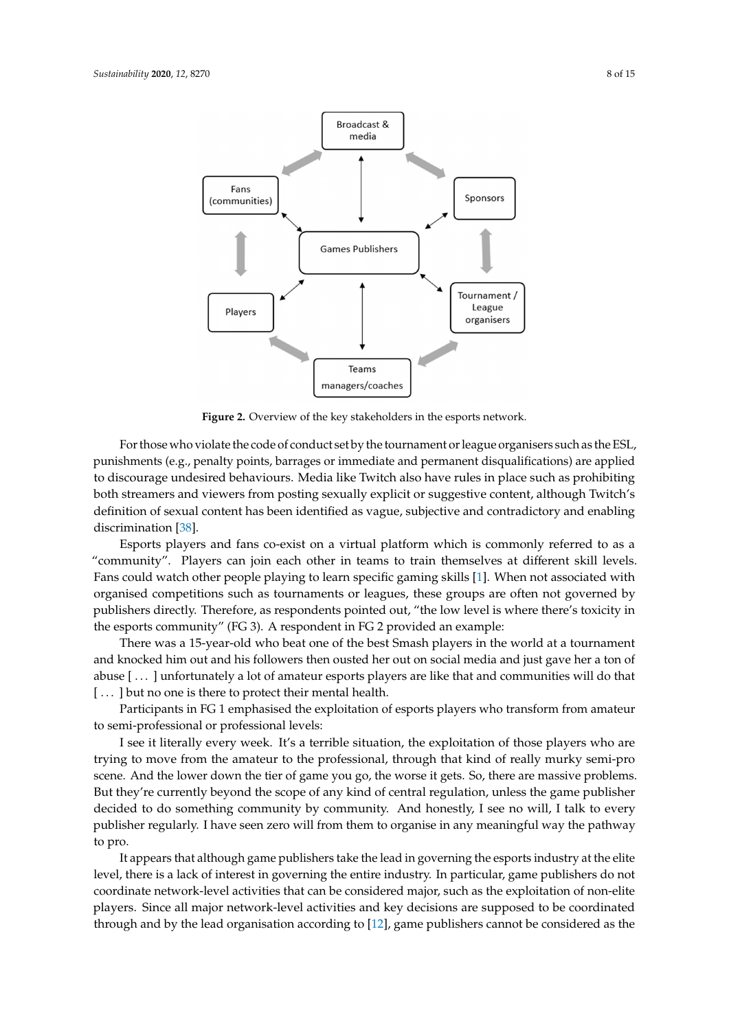**Figure 2.** Overview of the key stakeholders in the esports network.

For those who violate the code of conduct set by the tournament or league organisers such as the ESL, punishments (e.g., penalty points, barrages or immediate and permanent disqualifications) are applied to discourage undesired behaviours. Media like Twitch also have rules in place such as prohibiting both streamers and viewers from posting sexually explicit or suggestive content, although Twitch's definition of sexual content has been identified as vague, subjective and contradictory and enabling discrimination [38].

Esports players and fans co-exist on a virtual platform which is commonly referred to as a "community". Players can join each other in teams to train themselves at different skill levels. Fans could watch other people playing to learn specific gaming skills [1]. When not associated with organised competitions such as tournaments or leagues, these groups are often not governed by publishers directly. Therefore, as respondents pointed out, "the low level is where there's toxicity in the esports community" (FG 3). A respondent in FG 2 provided an example:

There was a 15-year-old who beat one of the best Smash players in the world at a tournament and knocked him out and his followers then ousted her out on social media and just gave her a ton of abuse [ ... ] unfortunately a lot of amateur esports players are like that and communities will do that [ ... ] but no one is there to protect their mental health.

Participants in FG 1 emphasised the exploitation of esports players who transform from amateur to semi-professional or professional levels:

I see it literally every week. It's a terrible situation, the exploitation of those players who are trying to move from the amateur to the professional, through that kind of really murky semi-pro scene. And the lower down the tier of game you go, the worse it gets. So, there are massive problems. But they're currently beyond the scope of any kind of central regulation, unless the game publisher decided to do something community by community. And honestly, I see no will, I talk to every publisher regularly. I have seen zero will from them to organise in any meaningful way the pathway to pro.

It appears that although game publishers take the lead in governing the esports industry at the elite level, there is a lack of interest in governing the entire industry. In particular, game publishers do not coordinate network-level activities that can be considered major, such as the exploitation of non-elite players. Since all major network-level activities and key decisions are supposed to be coordinated through and by the lead organisation according to [12], game publishers cannot be considered as the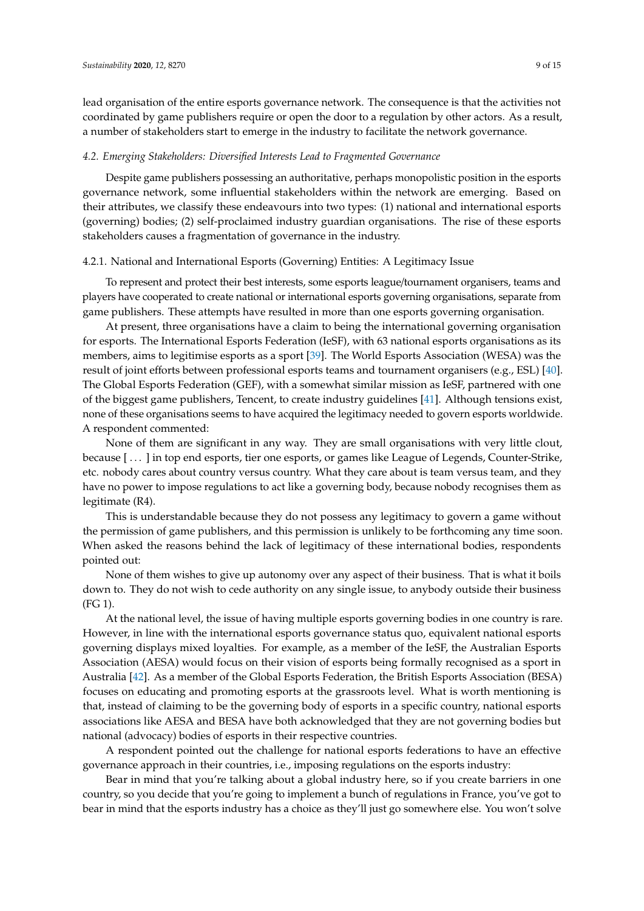lead organisation of the entire esports governance network. The consequence is that the activities not coordinated by game publishers require or open the door to a regulation by other actors. As a result, a number of stakeholders start to emerge in the industry to facilitate the network governance.

### *4.2. Emerging Stakeholders: Diversified Interests Lead to Fragmented Governance*

Despite game publishers possessing an authoritative, perhaps monopolistic position in the esports governance network, some influential stakeholders within the network are emerging. Based on their attributes, we classify these endeavours into two types: (1) national and international esports (governing) bodies; (2) self-proclaimed industry guardian organisations. The rise of these esports stakeholders causes a fragmentation of governance in the industry.

#### 4.2.1. National and International Esports (Governing) Entities: A Legitimacy Issue

To represent and protect their best interests, some esports league/tournament organisers, teams and players have cooperated to create national or international esports governing organisations, separate from game publishers. These attempts have resulted in more than one esports governing organisation.

At present, three organisations have a claim to being the international governing organisation for esports. The International Esports Federation (IeSF), with 63 national esports organisations as its members, aims to legitimise esports as a sport [39]. The World Esports Association (WESA) was the result of joint efforts between professional esports teams and tournament organisers (e.g., ESL) [40]. The Global Esports Federation (GEF), with a somewhat similar mission as IeSF, partnered with one of the biggest game publishers, Tencent, to create industry guidelines [41]. Although tensions exist, none of these organisations seems to have acquired the legitimacy needed to govern esports worldwide. A respondent commented:

None of them are significant in any way. They are small organisations with very little clout, because [ . . . ] in top end esports, tier one esports, or games like League of Legends, Counter-Strike, etc. nobody cares about country versus country. What they care about is team versus team, and they have no power to impose regulations to act like a governing body, because nobody recognises them as legitimate (R4).

This is understandable because they do not possess any legitimacy to govern a game without the permission of game publishers, and this permission is unlikely to be forthcoming any time soon. When asked the reasons behind the lack of legitimacy of these international bodies, respondents pointed out:

None of them wishes to give up autonomy over any aspect of their business. That is what it boils down to. They do not wish to cede authority on any single issue, to anybody outside their business (FG 1).

At the national level, the issue of having multiple esports governing bodies in one country is rare. However, in line with the international esports governance status quo, equivalent national esports governing displays mixed loyalties. For example, as a member of the IeSF, the Australian Esports Association (AESA) would focus on their vision of esports being formally recognised as a sport in Australia [42]. As a member of the Global Esports Federation, the British Esports Association (BESA) focuses on educating and promoting esports at the grassroots level. What is worth mentioning is that, instead of claiming to be the governing body of esports in a specific country, national esports associations like AESA and BESA have both acknowledged that they are not governing bodies but national (advocacy) bodies of esports in their respective countries.

A respondent pointed out the challenge for national esports federations to have an effective governance approach in their countries, i.e., imposing regulations on the esports industry:

Bear in mind that you're talking about a global industry here, so if you create barriers in one country, so you decide that you're going to implement a bunch of regulations in France, you've got to bear in mind that the esports industry has a choice as they'll just go somewhere else. You won't solve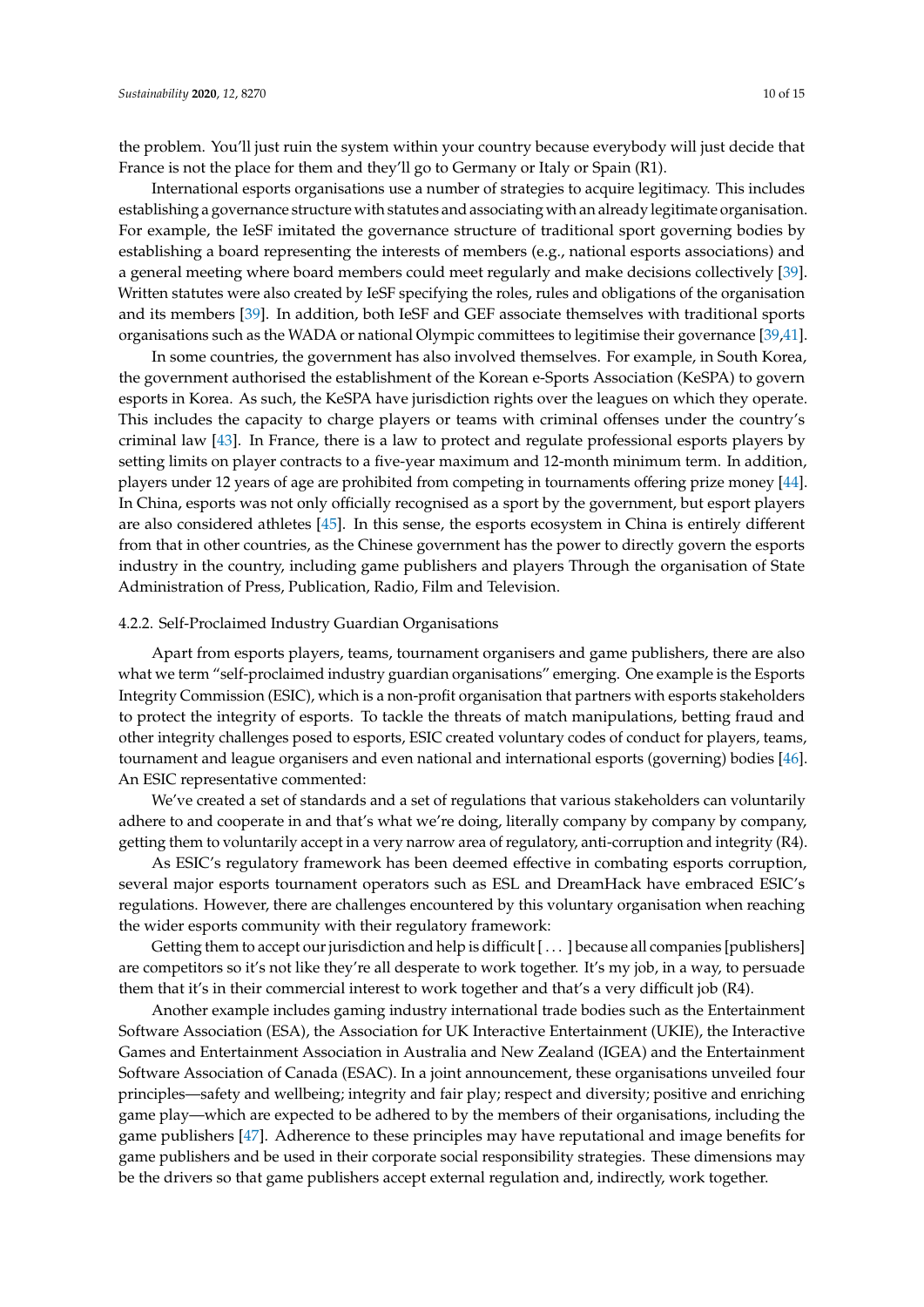the problem. You'll just ruin the system within your country because everybody will just decide that France is not the place for them and they'll go to Germany or Italy or Spain (R1).

International esports organisations use a number of strategies to acquire legitimacy. This includes establishing a governance structure with statutes and associating with an already legitimate organisation. For example, the IeSF imitated the governance structure of traditional sport governing bodies by establishing a board representing the interests of members (e.g., national esports associations) and a general meeting where board members could meet regularly and make decisions collectively [39]. Written statutes were also created by IeSF specifying the roles, rules and obligations of the organisation and its members [39]. In addition, both IeSF and GEF associate themselves with traditional sports organisations such as the WADA or national Olympic committees to legitimise their governance [39,41].

In some countries, the government has also involved themselves. For example, in South Korea, the government authorised the establishment of the Korean e-Sports Association (KeSPA) to govern esports in Korea. As such, the KeSPA have jurisdiction rights over the leagues on which they operate. This includes the capacity to charge players or teams with criminal offenses under the country's criminal law [43]. In France, there is a law to protect and regulate professional esports players by setting limits on player contracts to a five-year maximum and 12-month minimum term. In addition, players under 12 years of age are prohibited from competing in tournaments offering prize money [44]. In China, esports was not only officially recognised as a sport by the government, but esport players are also considered athletes [45]. In this sense, the esports ecosystem in China is entirely different from that in other countries, as the Chinese government has the power to directly govern the esports industry in the country, including game publishers and players Through the organisation of State Administration of Press, Publication, Radio, Film and Television.

#### 4.2.2. Self-Proclaimed Industry Guardian Organisations

Apart from esports players, teams, tournament organisers and game publishers, there are also what we term "self-proclaimed industry guardian organisations" emerging. One example is the Esports Integrity Commission (ESIC), which is a non-profit organisation that partners with esports stakeholders to protect the integrity of esports. To tackle the threats of match manipulations, betting fraud and other integrity challenges posed to esports, ESIC created voluntary codes of conduct for players, teams, tournament and league organisers and even national and international esports (governing) bodies [46]. An ESIC representative commented:

We've created a set of standards and a set of regulations that various stakeholders can voluntarily adhere to and cooperate in and that's what we're doing, literally company by company by company, getting them to voluntarily accept in a very narrow area of regulatory, anti-corruption and integrity (R4).

As ESIC's regulatory framework has been deemed effective in combating esports corruption, several major esports tournament operators such as ESL and DreamHack have embraced ESIC's regulations. However, there are challenges encountered by this voluntary organisation when reaching the wider esports community with their regulatory framework:

Getting them to accept our jurisdiction and help is difficult [ . . . ] because all companies [publishers] are competitors so it's not like they're all desperate to work together. It's my job, in a way, to persuade them that it's in their commercial interest to work together and that's a very difficult job (R4).

Another example includes gaming industry international trade bodies such as the Entertainment Software Association (ESA), the Association for UK Interactive Entertainment (UKIE), the Interactive Games and Entertainment Association in Australia and New Zealand (IGEA) and the Entertainment Software Association of Canada (ESAC). In a joint announcement, these organisations unveiled four principles—safety and wellbeing; integrity and fair play; respect and diversity; positive and enriching game play—which are expected to be adhered to by the members of their organisations, including the game publishers [47]. Adherence to these principles may have reputational and image benefits for game publishers and be used in their corporate social responsibility strategies. These dimensions may be the drivers so that game publishers accept external regulation and, indirectly, work together.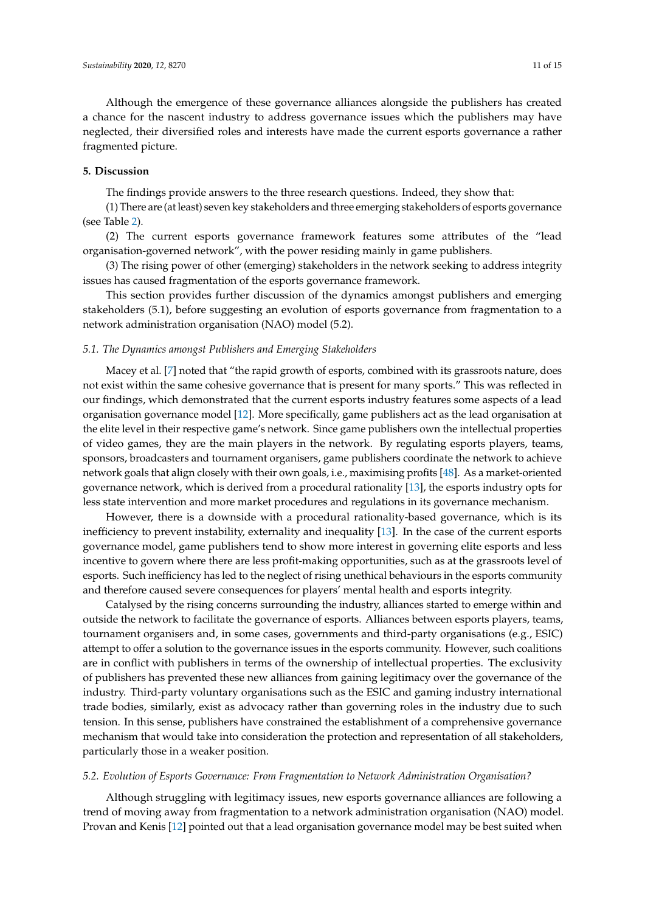Although the emergence of these governance alliances alongside the publishers has created a chance for the nascent industry to address governance issues which the publishers may have neglected, their diversified roles and interests have made the current esports governance a rather fragmented picture.

## 5. Discussion

The findings provide answers to the three research questions. Indeed, they show that:

(1) There are (at least) seven key stakeholders and three emerging stakeholders of esports governance (see Table 2).

(2) The current esports governance framework features some attributes of the "lead organisation-governed network", with the power residing mainly in game publishers.

(3) The rising power of other (emerging) stakeholders in the network seeking to address integrity issues has caused fragmentation of the esports governance framework.

This section provides further discussion of the dynamics amongst publishers and emerging stakeholders (5.1), before suggesting an evolution of esports governance from fragmentation to a network administration organisation (NAO) model (5.2).

### *5.1. The Dynamics amongst Publishers and Emerging Stakeholders*

Macey et al. [7] noted that "the rapid growth of esports, combined with its grassroots nature, does not exist within the same cohesive governance that is present for many sports." This was reflected in our findings, which demonstrated that the current esports industry features some aspects of a lead organisation governance model [12]. More specifically, game publishers act as the lead organisation at the elite level in their respective game's network. Since game publishers own the intellectual properties of video games, they are the main players in the network. By regulating esports players, teams, sponsors, broadcasters and tournament organisers, game publishers coordinate the network to achieve network goals that align closely with their own goals, i.e., maximising profits [48]. As a market-oriented governance network, which is derived from a procedural rationality [13], the esports industry opts for less state intervention and more market procedures and regulations in its governance mechanism.

However, there is a downside with a procedural rationality-based governance, which is its inefficiency to prevent instability, externality and inequality [13]. In the case of the current esports governance model, game publishers tend to show more interest in governing elite esports and less incentive to govern where there are less profit-making opportunities, such as at the grassroots level of esports. Such inefficiency has led to the neglect of rising unethical behaviours in the esports community and therefore caused severe consequences for players' mental health and esports integrity.

Catalysed by the rising concerns surrounding the industry, alliances started to emerge within and outside the network to facilitate the governance of esports. Alliances between esports players, teams, tournament organisers and, in some cases, governments and third-party organisations (e.g., ESIC) attempt to offer a solution to the governance issues in the esports community. However, such coalitions are in conflict with publishers in terms of the ownership of intellectual properties. The exclusivity of publishers has prevented these new alliances from gaining legitimacy over the governance of the industry. Third-party voluntary organisations such as the ESIC and gaming industry international trade bodies, similarly, exist as advocacy rather than governing roles in the industry due to such tension. In this sense, publishers have constrained the establishment of a comprehensive governance mechanism that would take into consideration the protection and representation of all stakeholders, particularly those in a weaker position.

### *5.2. Evolution of Esports Governance: From Fragmentation to Network Administration Organisation?*

Although struggling with legitimacy issues, new esports governance alliances are following a trend of moving away from fragmentation to a network administration organisation (NAO) model. Provan and Kenis [12] pointed out that a lead organisation governance model may be best suited when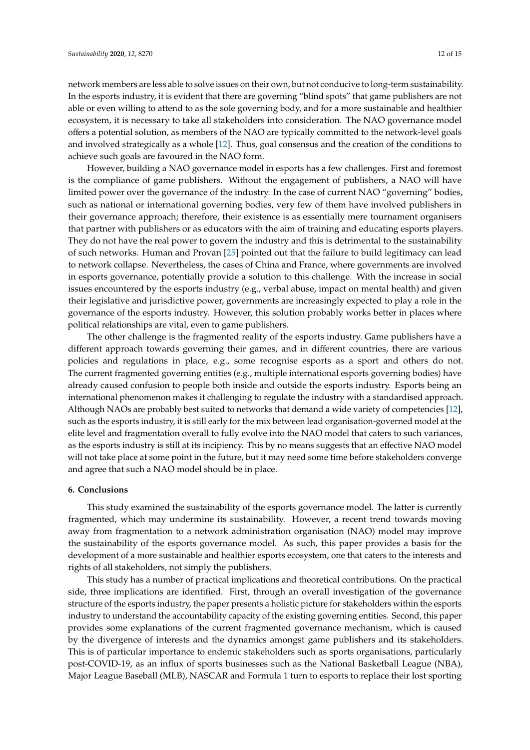network members are less able to solve issues on their own, but not conducive to long-term sustainability. In the esports industry, it is evident that there are governing "blind spots" that game publishers are not able or even willing to attend to as the sole governing body, and for a more sustainable and healthier ecosystem, it is necessary to take all stakeholders into consideration. The NAO governance model offers a potential solution, as members of the NAO are typically committed to the network-level goals and involved strategically as a whole [12]. Thus, goal consensus and the creation of the conditions to achieve such goals are favoured in the NAO form.

However, building a NAO governance model in esports has a few challenges. First and foremost is the compliance of game publishers. Without the engagement of publishers, a NAO will have limited power over the governance of the industry. In the case of current NAO "governing" bodies, such as national or international governing bodies, very few of them have involved publishers in their governance approach; therefore, their existence is as essentially mere tournament organisers that partner with publishers or as educators with the aim of training and educating esports players. They do not have the real power to govern the industry and this is detrimental to the sustainability of such networks. Human and Provan [25] pointed out that the failure to build legitimacy can lead to network collapse. Nevertheless, the cases of China and France, where governments are involved in esports governance, potentially provide a solution to this challenge. With the increase in social issues encountered by the esports industry (e.g., verbal abuse, impact on mental health) and given their legislative and jurisdictive power, governments are increasingly expected to play a role in the governance of the esports industry. However, this solution probably works better in places where political relationships are vital, even to game publishers.

The other challenge is the fragmented reality of the esports industry. Game publishers have a different approach towards governing their games, and in different countries, there are various policies and regulations in place, e.g., some recognise esports as a sport and others do not. The current fragmented governing entities (e.g., multiple international esports governing bodies) have already caused confusion to people both inside and outside the esports industry. Esports being an international phenomenon makes it challenging to regulate the industry with a standardised approach. Although NAOs are probably best suited to networks that demand a wide variety of competencies [12], such as the esports industry, it is still early for the mix between lead organisation-governed model at the elite level and fragmentation overall to fully evolve into the NAO model that caters to such variances, as the esports industry is still at its incipiency. This by no means suggests that an effective NAO model will not take place at some point in the future, but it may need some time before stakeholders converge and agree that such a NAO model should be in place.

## 6. Conclusions

This study examined the sustainability of the esports governance model. The latter is currently fragmented, which may undermine its sustainability. However, a recent trend towards moving away from fragmentation to a network administration organisation (NAO) model may improve the sustainability of the esports governance model. As such, this paper provides a basis for the development of a more sustainable and healthier esports ecosystem, one that caters to the interests and rights of all stakeholders, not simply the publishers.

This study has a number of practical implications and theoretical contributions. On the practical side, three implications are identified. First, through an overall investigation of the governance structure of the esports industry, the paper presents a holistic picture for stakeholders within the esports industry to understand the accountability capacity of the existing governing entities. Second, this paper provides some explanations of the current fragmented governance mechanism, which is caused by the divergence of interests and the dynamics amongst game publishers and its stakeholders. This is of particular importance to endemic stakeholders such as sports organisations, particularly post-COVID-19, as an influx of sports businesses such as the National Basketball League (NBA), Major League Baseball (MLB), NASCAR and Formula 1 turn to esports to replace their lost sporting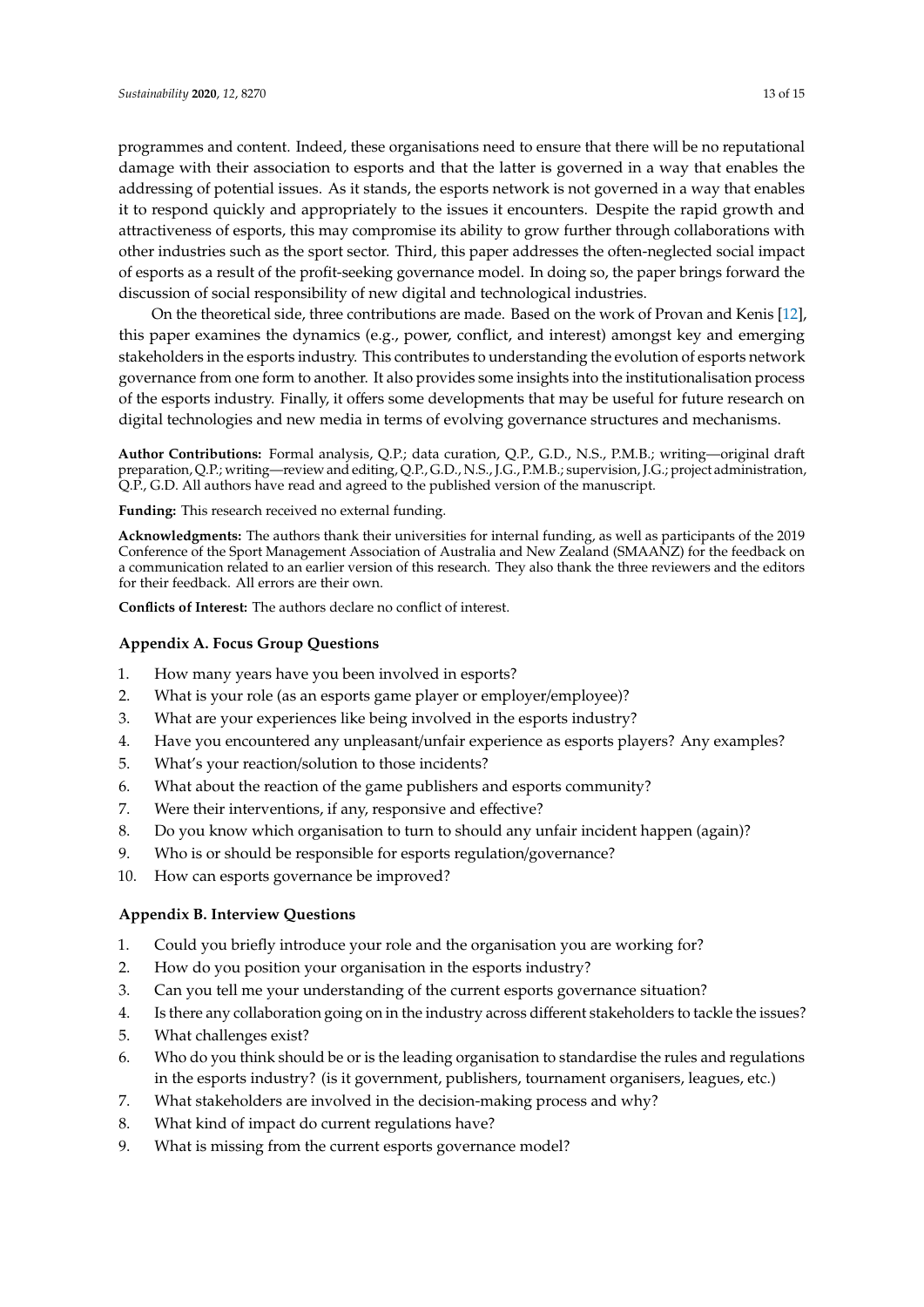programmes and content. Indeed, these organisations need to ensure that there will be no reputational damage with their association to esports and that the latter is governed in a way that enables the addressing of potential issues. As it stands, the esports network is not governed in a way that enables it to respond quickly and appropriately to the issues it encounters. Despite the rapid growth and attractiveness of esports, this may compromise its ability to grow further through collaborations with other industries such as the sport sector. Third, this paper addresses the often-neglected social impact of esports as a result of the profit-seeking governance model. In doing so, the paper brings forward the discussion of social responsibility of new digital and technological industries.

On the theoretical side, three contributions are made. Based on the work of Provan and Kenis [12], this paper examines the dynamics (e.g., power, conflict, and interest) amongst key and emerging stakeholders in the esports industry. This contributes to understanding the evolution of esports network governance from one form to another. It also provides some insights into the institutionalisation process of the esports industry. Finally, it offers some developments that may be useful for future research on digital technologies and new media in terms of evolving governance structures and mechanisms.

**Author Contributions:** Formal analysis, Q.P.; data curation, Q.P., G.D., N.S., P.M.B.; writing—original draft preparation, Q.P.; writing—review and editing, Q.P., G.D., N.S., J.G., P.M.B.; supervision, J.G.; project administration, Q.P., G.D. All authors have read and agreed to the published version of the manuscript.

**Funding:** This research received no external funding.

**Acknowledgments:** The authors thank their universities for internal funding, as well as participants of the 2019 Conference of the Sport Management Association of Australia and New Zealand (SMAANZ) for the feedback on a communication related to an earlier version of this research. They also thank the three reviewers and the editors for their feedback. All errors are their own.

**Conflicts of Interest:** The authors declare no conflict of interest.

### Appendix A. Focus Group Questions

1. How many years have you been involved in esports?
2. What is your role (as an esports game player or employer/employee)?
3. What are your experiences like being involved in the esports industry?
4. Have you encountered any unpleasant/unfair experience as esports players? Any examples?
5. What's your reaction/solution to those incidents?
6. What about the reaction of the game publishers and esports community?
7. Were their interventions, if any, responsive and effective?
8. Do you know which organisation to turn to should any unfair incident happen (again)?
9. Who is or should be responsible for esports regulation/governance?
10. How can esports governance be improved?

### Appendix B. Interview Questions

1. Could you briefly introduce your role and the organisation you are working for?
2. How do you position your organisation in the esports industry?
3. Can you tell me your understanding of the current esports governance situation?
4. Is there any collaboration going on in the industry across different stakeholders to tackle the issues?
5. What challenges exist?
6. Who do you think should be or is the leading organisation to standardise the rules and regulations in the esports industry? (is it government, publishers, tournament organisers, leagues, etc.)
7. What stakeholders are involved in the decision-making process and why?
8. What kind of impact do current regulations have?
9. What is missing from the current esports governance model?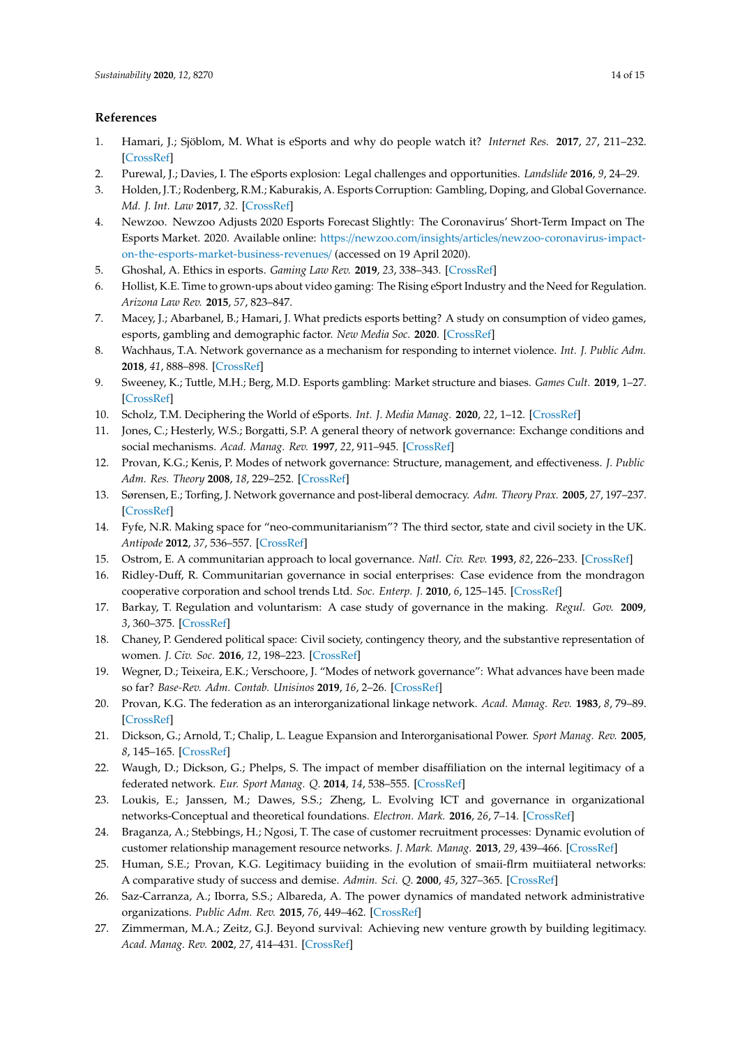## References

1. Hamari, J.; Sjöblom, M. What is eSports and why do people watch it? *Internet Res.* **2017**, *27*, 211–232. [CrossRef]
2. Purewal, J.; Davies, I. The eSports explosion: Legal challenges and opportunities. *Landslide* **2016**, *9*, 24–29.
3. Holden, J.T.; Rodenberg, R.M.; Kaburakis, A. Esports Corruption: Gambling, Doping, and Global Governance. *Md. J. Int. Law* **2017**, *32*. [CrossRef]
4. Newzoo. Newzoo Adjusts 2020 Esports Forecast Slightly: The Coronavirus' Short-Term Impact on The Esports Market. 2020. Available online: https://newzoo.com/insights/articles/newzoo-coronavirus-impact-on-the-esports-market-business-revenues/ (accessed on 19 April 2020).
5. Ghoshal, A. Ethics in esports. *Gaming Law Rev.* **2019**, *23*, 338–343. [CrossRef]
6. Hollist, K.E. Time to grown-ups about video gaming: The Rising eSport Industry and the Need for Regulation. *Arizona Law Rev.* **2015**, *57*, 823–847.
7. Macey, J.; Abarbanel, B.; Hamari, J. What predicts esports betting? A study on consumption of video games, esports, gambling and demographic factor. *New Media Soc.* **2020**. [CrossRef]
8. Wachhaus, T.A. Network governance as a mechanism for responding to internet violence. *Int. J. Public Adm.* **2018**, *41*, 888–898. [CrossRef]
9. Sweeney, K.; Tuttle, M.H.; Berg, M.D. Esports gambling: Market structure and biases. *Games Cult.* **2019**, 1–27. [CrossRef]
10. Scholz, T.M. Deciphering the World of eSports. *Int. J. Media Manag.* **2020**, *22*, 1–12. [CrossRef]
11. Jones, C.; Hesterly, W.S.; Borgatti, S.P. A general theory of network governance: Exchange conditions and social mechanisms. *Acad. Manag. Rev.* **1997**, *22*, 911–945. [CrossRef]
12. Provan, K.G.; Kenis, P. Modes of network governance: Structure, management, and effectiveness. *J. Public Adm. Res. Theory* **2008**, *18*, 229–252. [CrossRef]
13. Sørensen, E.; Torfing, J. Network governance and post-liberal democracy. *Adm. Theory Prax.* **2005**, *27*, 197–237. [CrossRef]
14. Fyfe, N.R. Making space for "neo-communitarianism"? The third sector, state and civil society in the UK. *Antipode* **2012**, *37*, 536–557. [CrossRef]
15. Ostrom, E. A communitarian approach to local governance. *Natl. Civ. Rev.* **1993**, *82*, 226–233. [CrossRef]
16. Ridley-Duff, R. Communitarian governance in social enterprises: Case evidence from the mondragon cooperative corporation and school trends Ltd. *Soc. Enterp. J.* **2010**, *6*, 125–145. [CrossRef]
17. Barkay, T. Regulation and voluntarism: A case study of governance in the making. *Regul. Gov.* **2009**, *3*, 360–375. [CrossRef]
18. Chaney, P. Gendered political space: Civil society, contingency theory, and the substantive representation of women. *J. Civ. Soc.* **2016**, *12*, 198–223. [CrossRef]
19. Wegner, D.; Teixeira, E.K.; Verschoore, J. "Modes of network governance": What advances have been made so far? *Base-Rev. Adm. Contab. Unisinos* **2019**, *16*, 2–26. [CrossRef]
20. Provan, K.G. The federation as an interorganizational linkage network. *Acad. Manag. Rev.* **1983**, *8*, 79–89. [CrossRef]
21. Dickson, G.; Arnold, T.; Chalip, L. League Expansion and Interorganisational Power. *Sport Manag. Rev.* **2005**, *8*, 145–165. [CrossRef]
22. Waugh, D.; Dickson, G.; Phelps, S. The impact of member disaffiliation on the internal legitimacy of a federated network. *Eur. Sport Manag. Q.* **2014**, *14*, 538–555. [CrossRef]
23. Loukis, E.; Janssen, M.; Dawes, S.S.; Zheng, L. Evolving ICT and governance in organizational networks-Conceptual and theoretical foundations. *Electron. Mark.* **2016**, *26*, 7–14. [CrossRef]
24. Braganza, A.; Stebbings, H.; Ngosi, T. The case of customer recruitment processes: Dynamic evolution of customer relationship management resource networks. *J. Mark. Manag.* **2013**, *29*, 439–466. [CrossRef]
25. Human, S.E.; Provan, K.G. Legitimacy buiiding in the evolution of smaii-flrm muitiiateral networks: A comparative study of success and demise. *Admin. Sci. Q.* **2000**, *45*, 327–365. [CrossRef]
26. Saz-Carranza, A.; Iborra, S.S.; Albareda, A. The power dynamics of mandated network administrative organizations. *Public Adm. Rev.* **2015**, *76*, 449–462. [CrossRef]
27. Zimmerman, M.A.; Zeitz, G.J. Beyond survival: Achieving new venture growth by building legitimacy. *Acad. Manag. Rev.* **2002**, *27*, 414–431. [CrossRef]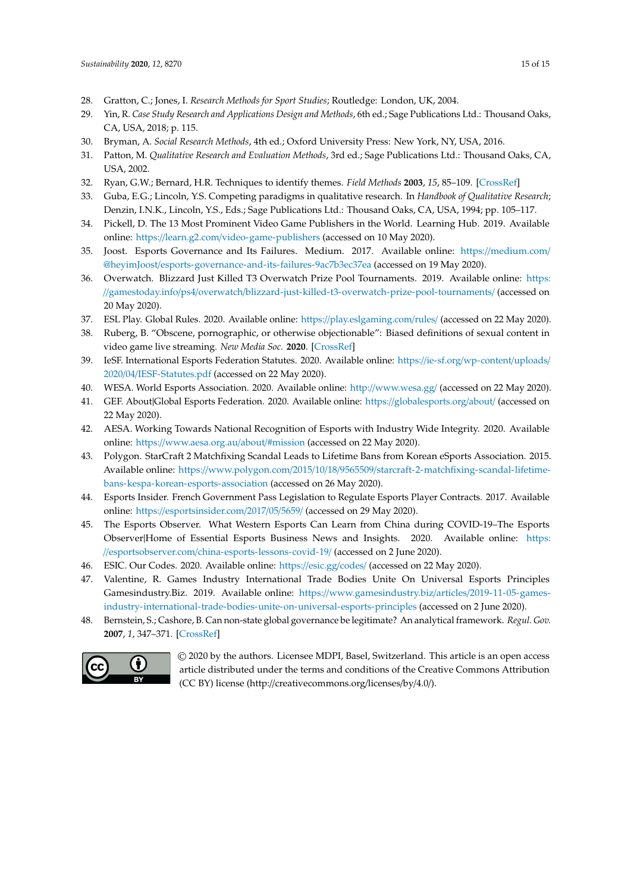28. Gratton, C.; Jones, I. *Research Methods for Sport Studies*; Routledge: London, UK, 2004.
29. Yin, R. *Case Study Research and Applications Design and Methods*, 6th ed.; Sage Publications Ltd.: Thousand Oaks, CA, USA, 2018; p. 115.
30. Bryman, A. *Social Research Methods*, 4th ed.; Oxford University Press: New York, NY, USA, 2016.
31. Patton, M. *Qualitative Research and Evaluation Methods*, 3rd ed.; Sage Publications Ltd.: Thousand Oaks, CA, USA, 2002.
32. Ryan, G.W.; Bernard, H.R. Techniques to identify themes. *Field Methods* **2003**, *15*, 85–109. [CrossRef]
33. Guba, E.G.; Lincoln, Y.S. Competing paradigms in qualitative research. In *Handbook of Qualitative Research*; Denzin, I.N.K., Lincoln, Y.S., Eds.; Sage Publications Ltd.: Thousand Oaks, CA, USA, 1994; pp. 105–117.
34. Pickell, D. The 13 Most Prominent Video Game Publishers in the World. Learning Hub. 2019. Available online: https://learn.g2.com/video-game-publishers (accessed on 10 May 2020).
35. Joost. Esports Governance and Its Failures. Medium. 2017. Available online: https://medium.com/@heyimJoost/esports-governance-and-its-failures-9ac7b3ec37ea (accessed on 19 May 2020).
36. Overwatch. Blizzard Just Killed T3 Overwatch Prize Pool Tournaments. 2019. Available online: https://gamestoday.info/ps4/overwatch/blizzard-just-killed-t3-overwatch-prize-pool-tournaments/ (accessed on 20 May 2020).
37. ESL Play. Global Rules. 2020. Available online: https://play.eslgaming.com/rules/ (accessed on 22 May 2020).
38. Ruberg, B. "Obscene, pornographic, or otherwise objectionable": Biased definitions of sexual content in video game live streaming. *New Media Soc.* **2020**. [CrossRef]
39. IeSF. International Esports Federation Statutes. 2020. Available online: https://ie-sf.org/wp-content/uploads/2020/04/IESF-Statutes.pdf (accessed on 22 May 2020).
40. WESA. World Esports Association. 2020. Available online: http://www.wesa.gg/ (accessed on 22 May 2020).
41. GEF. About|Global Esports Federation. 2020. Available online: https://globalesports.org/about/ (accessed on 22 May 2020).
42. AESA. Working Towards National Recognition of Esports with Industry Wide Integrity. 2020. Available online: https://www.aesa.org.au/about/#mission (accessed on 22 May 2020).
43. Polygon. StarCraft 2 Matchfixing Scandal Leads to Lifetime Bans from Korean eSports Association. 2015. Available online: https://www.polygon.com/2015/10/18/9565509/starcraft-2-matchfixing-scandal-lifetime-bans-kespa-korean-esports-association (accessed on 26 May 2020).
44. Esports Insider. French Government Pass Legislation to Regulate Esports Player Contracts. 2017. Available online: https://esportsinsider.com/2017/05/5659/ (accessed on 29 May 2020).
45. The Esports Observer. What Western Esports Can Learn from China during COVID-19–The Esports Observer|Home of Essential Esports Business News and Insights. 2020. Available online: https://esportsobserver.com/china-esports-lessons-covid-19/ (accessed on 2 June 2020).
46. ESIC. Our Codes. 2020. Available online: https://esic.gg/codes/ (accessed on 22 May 2020).
47. Valentine, R. Games Industry International Trade Bodies Unite On Universal Esports Principles Gamesindustry.Biz. 2019. Available online: https://www.gamesindustry.biz/articles/2019-11-05-games-industry-international-trade-bodies-unite-on-universal-esports-principles (accessed on 2 June 2020).
48. Bernstein, S.; Cashore, B. Can non-state global governance be legitimate? An analytical framework. *Regul. Gov.* **2007**, *1*, 347–371. [CrossRef]

© 2020 by the authors. Licensee MDPI, Basel, Switzerland. This article is an open access article distributed under the terms and conditions of the Creative Commons Attribution (CC BY) license (http://creativecommons.org/licenses/by/4.0/).